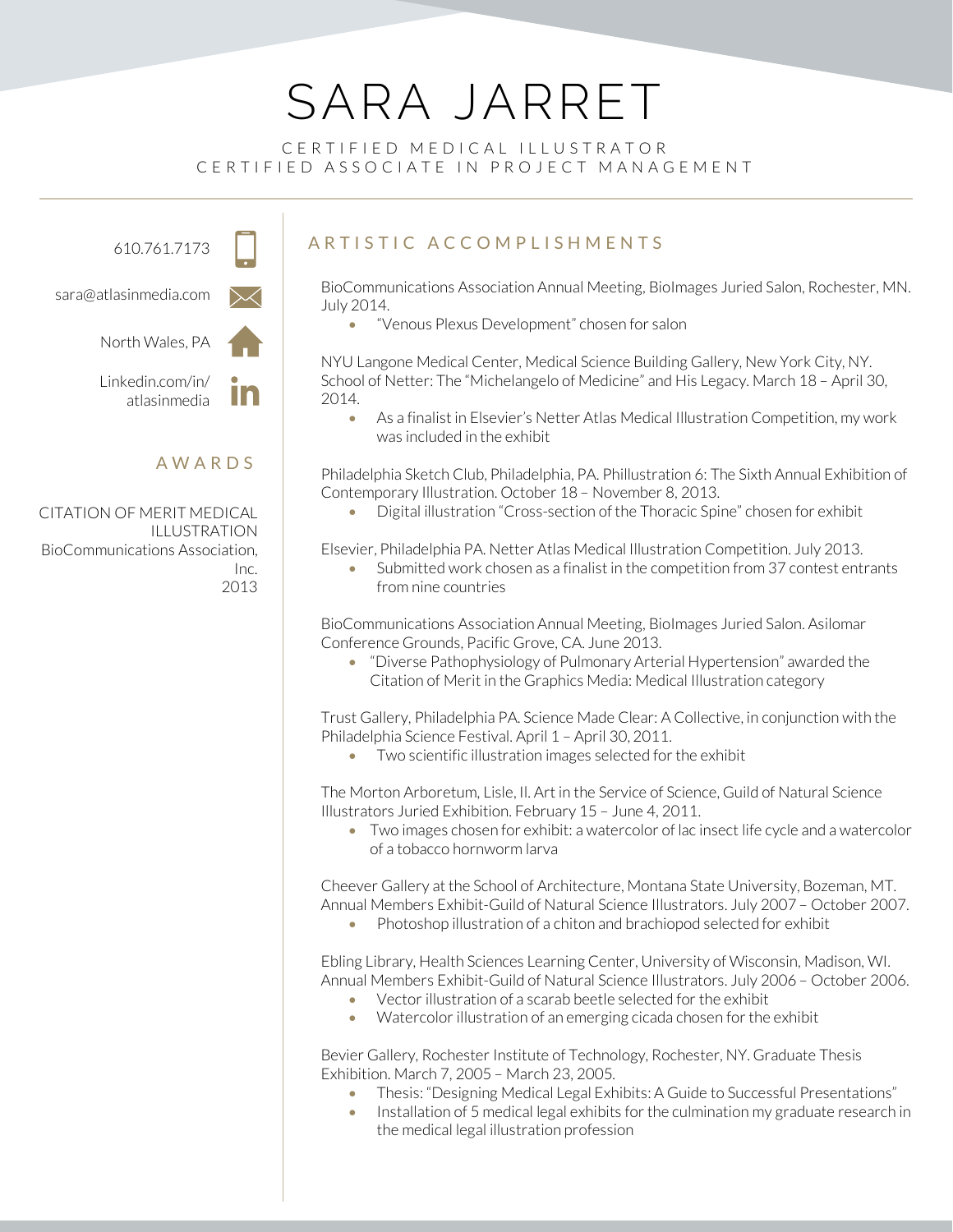# SARA JARRET

CERTIFIED MEDICAL ILLUSTRATOR
CERTIFIED ASSOCIATE IN PROJECT MANAGEMENT

610.761.7173

sara@atlasinmedia.com

North Wales, PA

Linkedin.com/in/atlasinmedia

## AWARDS

CITATION OF MERIT MEDICAL ILLUSTRATION
BioCommunications Association, Inc.
2013

## ARTISTIC ACCOMPLISHMENTS

BioCommunications Association Annual Meeting, BioImages Juried Salon, Rochester, MN. July 2014.

- "Venous Plexus Development" chosen for salon

NYU Langone Medical Center, Medical Science Building Gallery, New York City, NY. School of Netter: The "Michelangelo of Medicine" and His Legacy. March 18 – April 30, 2014.

- As a finalist in Elsevier's Netter Atlas Medical Illustration Competition, my work was included in the exhibit

Philadelphia Sketch Club, Philadelphia, PA. Phillustration 6: The Sixth Annual Exhibition of Contemporary Illustration. October 18 – November 8, 2013.

- Digital illustration "Cross-section of the Thoracic Spine" chosen for exhibit

Elsevier, Philadelphia PA. Netter Atlas Medical Illustration Competition. July 2013.

- Submitted work chosen as a finalist in the competition from 37 contest entrants from nine countries

BioCommunications Association Annual Meeting, BioImages Juried Salon. Asilomar Conference Grounds, Pacific Grove, CA. June 2013.

- "Diverse Pathophysiology of Pulmonary Arterial Hypertension" awarded the Citation of Merit in the Graphics Media: Medical Illustration category

Trust Gallery, Philadelphia PA. Science Made Clear: A Collective, in conjunction with the Philadelphia Science Festival. April 1 – April 30, 2011.

- Two scientific illustration images selected for the exhibit

The Morton Arboretum, Lisle, Il. Art in the Service of Science, Guild of Natural Science Illustrators Juried Exhibition. February 15 – June 4, 2011.

- Two images chosen for exhibit: a watercolor of lac insect life cycle and a watercolor of a tobacco hornworm larva

Cheever Gallery at the School of Architecture, Montana State University, Bozeman, MT. Annual Members Exhibit-Guild of Natural Science Illustrators. July 2007 – October 2007.

- Photoshop illustration of a chiton and brachiopod selected for exhibit

Ebling Library, Health Sciences Learning Center, University of Wisconsin, Madison, WI. Annual Members Exhibit-Guild of Natural Science Illustrators. July 2006 – October 2006.

- Vector illustration of a scarab beetle selected for the exhibit
- Watercolor illustration of an emerging cicada chosen for the exhibit

Bevier Gallery, Rochester Institute of Technology, Rochester, NY. Graduate Thesis Exhibition. March 7, 2005 – March 23, 2005.

- Thesis: "Designing Medical Legal Exhibits: A Guide to Successful Presentations"
- Installation of 5 medical legal exhibits for the culmination my graduate research in the medical legal illustration profession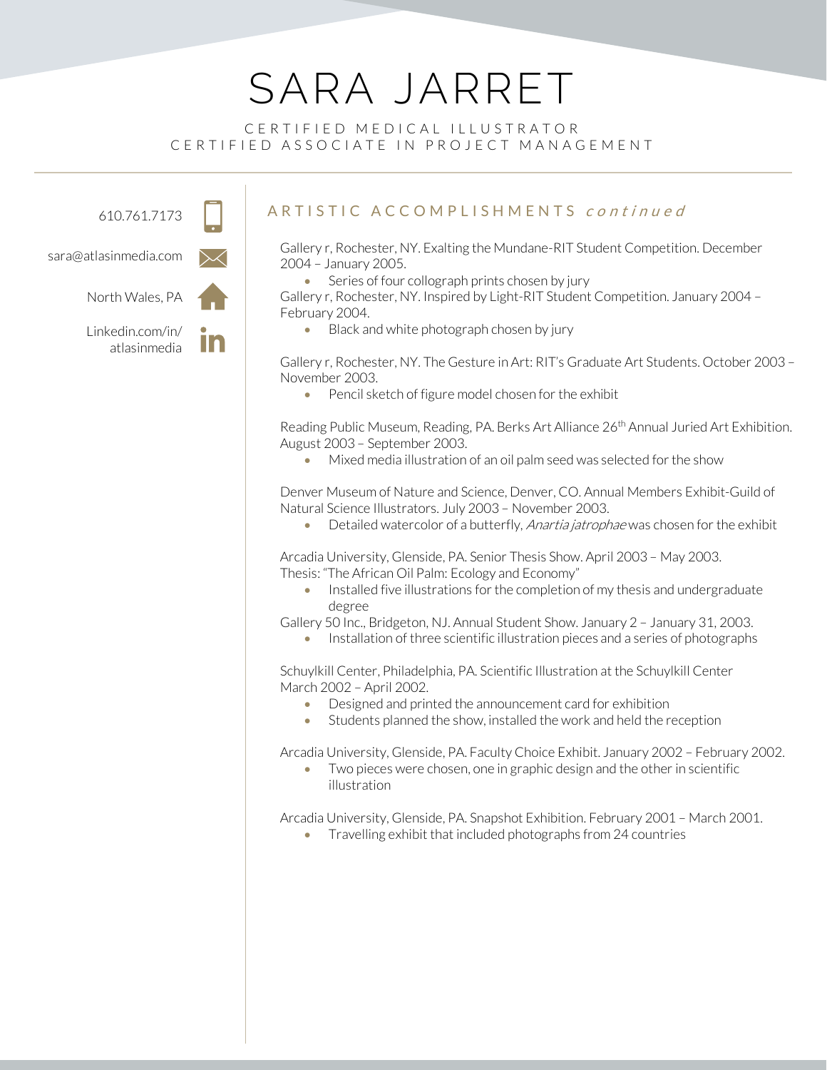# SARA JARRET

CERTIFIED MEDICAL ILLUSTRATOR
CERTIFIED ASSOCIATE IN PROJECT MANAGEMENT

610.761.7173

sara@atlasinmedia.com

North Wales, PA

Linkedin.com/in/atlasinmedia

## ARTISTIC ACCOMPLISHMENTS *continued*

Gallery r, Rochester, NY. Exalting the Mundane-RIT Student Competition. December 2004 – January 2005.

- Series of four collograph prints chosen by jury

Gallery r, Rochester, NY. Inspired by Light-RIT Student Competition. January 2004 – February 2004.

- Black and white photograph chosen by jury

Gallery r, Rochester, NY. The Gesture in Art: RIT's Graduate Art Students. October 2003 – November 2003.

- Pencil sketch of figure model chosen for the exhibit

Reading Public Museum, Reading, PA. Berks Art Alliance 26th Annual Juried Art Exhibition. August 2003 – September 2003.

- Mixed media illustration of an oil palm seed was selected for the show

Denver Museum of Nature and Science, Denver, CO. Annual Members Exhibit-Guild of Natural Science Illustrators. July 2003 – November 2003.

- Detailed watercolor of a butterfly, *Anartia jatrophae* was chosen for the exhibit

Arcadia University, Glenside, PA. Senior Thesis Show. April 2003 – May 2003.
Thesis: "The African Oil Palm: Ecology and Economy"

- Installed five illustrations for the completion of my thesis and undergraduate degree

Gallery 50 Inc., Bridgeton, NJ. Annual Student Show. January 2 – January 31, 2003.

- Installation of three scientific illustration pieces and a series of photographs

Schuylkill Center, Philadelphia, PA. Scientific Illustration at the Schuylkill Center March 2002 – April 2002.

- Designed and printed the announcement card for exhibition
- Students planned the show, installed the work and held the reception

Arcadia University, Glenside, PA. Faculty Choice Exhibit. January 2002 – February 2002.

- Two pieces were chosen, one in graphic design and the other in scientific illustration

Arcadia University, Glenside, PA. Snapshot Exhibition. February 2001 – March 2001.

- Travelling exhibit that included photographs from 24 countries